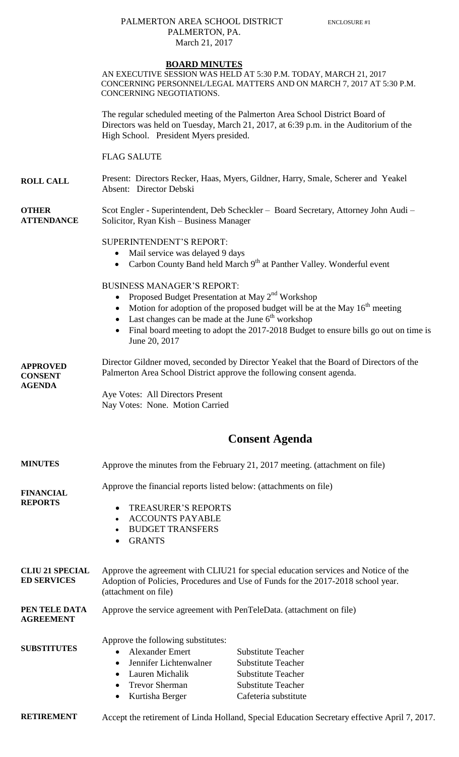PALMERTON AREA SCHOOL DISTRICT ENCLOSURE #1
PALMERTON, PA.
March 21, 2017

## BOARD MINUTES

AN EXECUTIVE SESSION WAS HELD AT 5:30 P.M. TODAY, MARCH 21, 2017 CONCERNING PERSONNEL/LEGAL MATTERS AND ON MARCH 7, 2017 AT 5:30 P.M. CONCERNING NEGOTIATIONS.

The regular scheduled meeting of the Palmerton Area School District Board of Directors was held on Tuesday, March 21, 2017, at 6:39 p.m. in the Auditorium of the High School. President Myers presided.

FLAG SALUTE

**ROLL CALL**

Present: Directors Recker, Haas, Myers, Gildner, Harry, Smale, Scherer and Yeakel
Absent: Director Debski

**OTHER ATTENDANCE**

Scot Engler - Superintendent, Deb Scheckler – Board Secretary, Attorney John Audi – Solicitor, Ryan Kish – Business Manager

SUPERINTENDENT'S REPORT:

- Mail service was delayed 9 days
- Carbon County Band held March 9th at Panther Valley. Wonderful event

BUSINESS MANAGER'S REPORT:

- Proposed Budget Presentation at May 2nd Workshop
- Motion for adoption of the proposed budget will be at the May 16th meeting
- Last changes can be made at the June 6th workshop
- Final board meeting to adopt the 2017-2018 Budget to ensure bills go out on time is June 20, 2017

**APPROVED CONSENT AGENDA**

Director Gildner moved, seconded by Director Yeakel that the Board of Directors of the Palmerton Area School District approve the following consent agenda.

Aye Votes: All Directors Present
Nay Votes: None. Motion Carried

## Consent Agenda

**MINUTES**

Approve the minutes from the February 21, 2017 meeting. (attachment on file)

**FINANCIAL REPORTS**

Approve the financial reports listed below: (attachments on file)

- TREASURER'S REPORTS
- ACCOUNTS PAYABLE
- BUDGET TRANSFERS
- GRANTS

**CLIU 21 SPECIAL ED SERVICES**

Approve the agreement with CLIU21 for special education services and Notice of the Adoption of Policies, Procedures and Use of Funds for the 2017-2018 school year. (attachment on file)

**PEN TELE DATA AGREEMENT**

Approve the service agreement with PenTeleData. (attachment on file)

**SUBSTITUTES**

Approve the following substitutes:

- Alexander Emert — Substitute Teacher
- Jennifer Lichtenwalner — Substitute Teacher
- Lauren Michalik — Substitute Teacher
- Trevor Sherman — Substitute Teacher
- Kurtisha Berger — Cafeteria substitute

**RETIREMENT**

Accept the retirement of Linda Holland, Special Education Secretary effective April 7, 2017.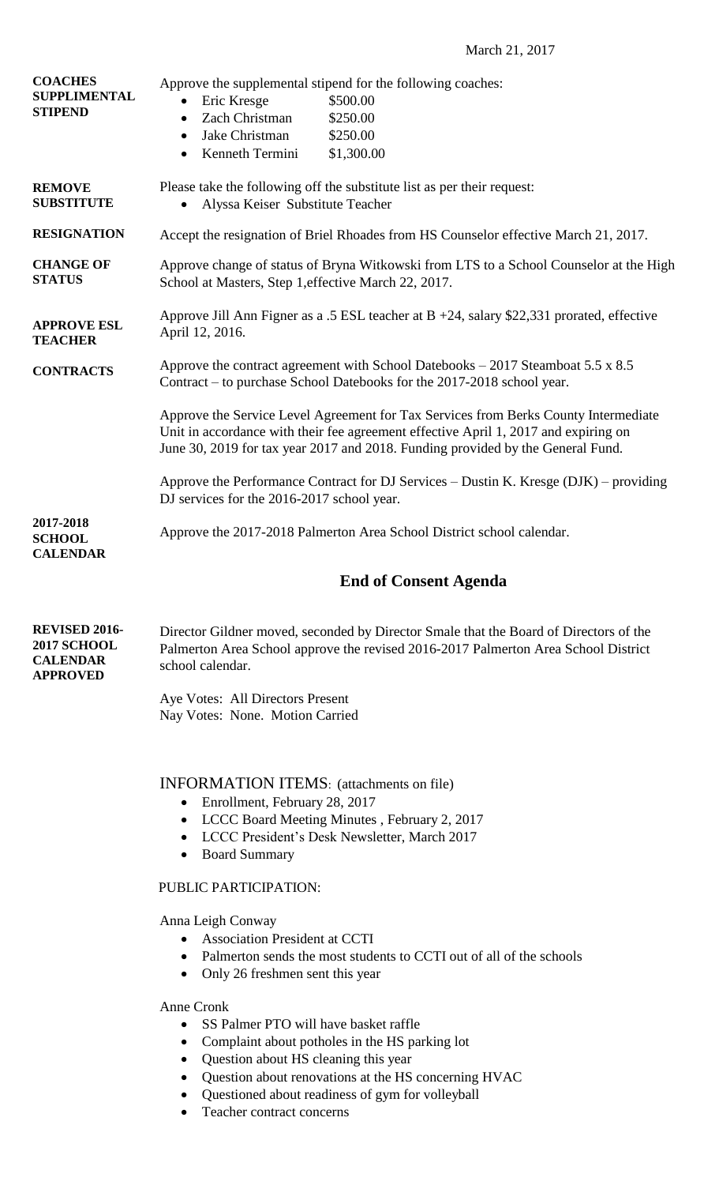March 21, 2017

**COACHES SUPPLIMENTAL STIPEND**

Approve the supplemental stipend for the following coaches:

- Eric Kresge $500.00
- Zach Christman $250.00
- Jake Christman $250.00
- Kenneth Termini $1,300.00

**REMOVE SUBSTITUTE**

Please take the following off the substitute list as per their request:

- Alyssa Keiser Substitute Teacher

**RESIGNATION**

Accept the resignation of Briel Rhoades from HS Counselor effective March 21, 2017.

**CHANGE OF STATUS**

Approve change of status of Bryna Witkowski from LTS to a School Counselor at the High School at Masters, Step 1,effective March 22, 2017.

**APPROVE ESL TEACHER**

Approve Jill Ann Figner as a .5 ESL teacher at B +24, salary $22,331 prorated, effective April 12, 2016.

**CONTRACTS**

Approve the contract agreement with School Datebooks – 2017 Steamboat 5.5 x 8.5 Contract – to purchase School Datebooks for the 2017-2018 school year.

Approve the Service Level Agreement for Tax Services from Berks County Intermediate Unit in accordance with their fee agreement effective April 1, 2017 and expiring on June 30, 2019 for tax year 2017 and 2018. Funding provided by the General Fund.

Approve the Performance Contract for DJ Services – Dustin K. Kresge (DJK) – providing DJ services for the 2016-2017 school year.

**2017-2018 SCHOOL CALENDAR**

Approve the 2017-2018 Palmerton Area School District school calendar.

## End of Consent Agenda

**REVISED 2016-2017 SCHOOL CALENDAR APPROVED**

Director Gildner moved, seconded by Director Smale that the Board of Directors of the Palmerton Area School approve the revised 2016-2017 Palmerton Area School District school calendar.

Aye Votes: All Directors Present
Nay Votes: None. Motion Carried

INFORMATION ITEMS: (attachments on file)

- Enrollment, February 28, 2017
- LCCC Board Meeting Minutes , February 2, 2017
- LCCC President's Desk Newsletter, March 2017
- Board Summary

PUBLIC PARTICIPATION:

Anna Leigh Conway

- Association President at CCTI
- Palmerton sends the most students to CCTI out of all of the schools
- Only 26 freshmen sent this year

Anne Cronk

- SS Palmer PTO will have basket raffle
- Complaint about potholes in the HS parking lot
- Question about HS cleaning this year
- Question about renovations at the HS concerning HVAC
- Questioned about readiness of gym for volleyball
- Teacher contract concerns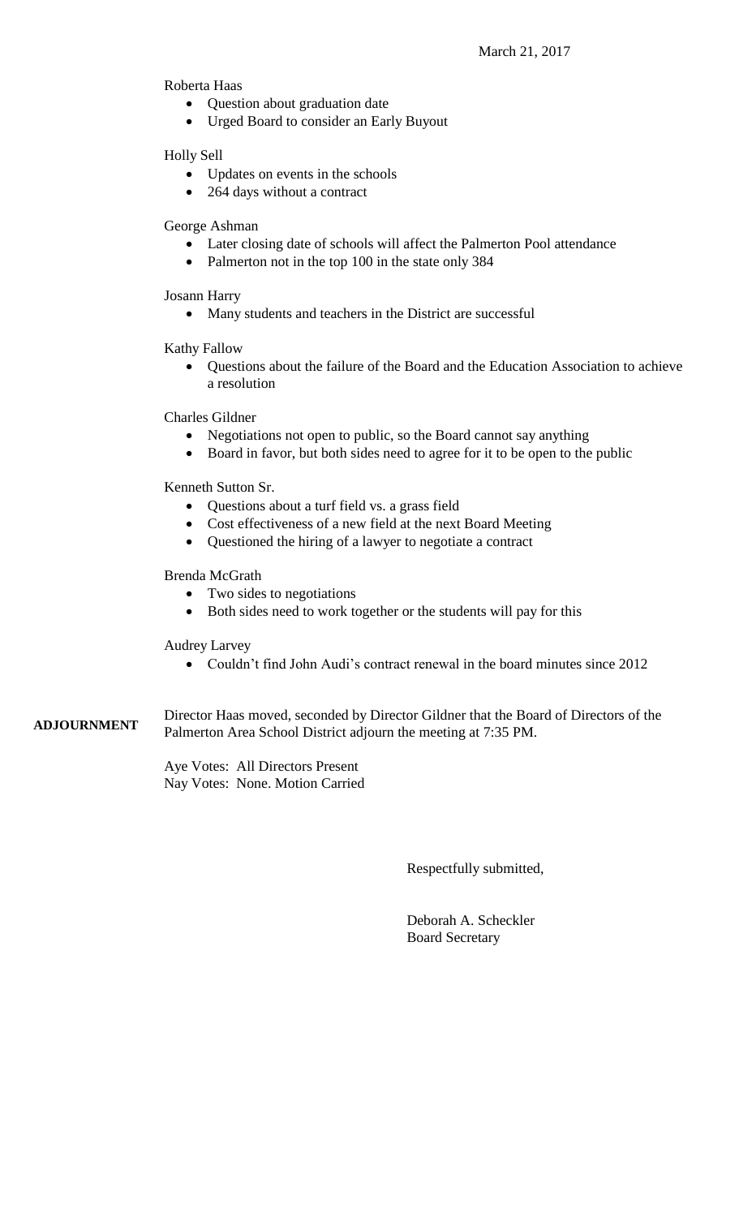Roberta Haas

- Question about graduation date
- Urged Board to consider an Early Buyout

Holly Sell

- Updates on events in the schools
- 264 days without a contract

George Ashman

- Later closing date of schools will affect the Palmerton Pool attendance
- Palmerton not in the top 100 in the state only 384

Josann Harry

- Many students and teachers in the District are successful

Kathy Fallow

- Questions about the failure of the Board and the Education Association to achieve a resolution

Charles Gildner

- Negotiations not open to public, so the Board cannot say anything
- Board in favor, but both sides need to agree for it to be open to the public

Kenneth Sutton Sr.

- Questions about a turf field vs. a grass field
- Cost effectiveness of a new field at the next Board Meeting
- Questioned the hiring of a lawyer to negotiate a contract

Brenda McGrath

- Two sides to negotiations
- Both sides need to work together or the students will pay for this

Audrey Larvey

- Couldn't find John Audi's contract renewal in the board minutes since 2012

**ADJOURNMENT**

Director Haas moved, seconded by Director Gildner that the Board of Directors of the Palmerton Area School District adjourn the meeting at 7:35 PM.

Aye Votes: All Directors Present
Nay Votes: None. Motion Carried

Respectfully submitted,

Deborah A. Scheckler
Board Secretary